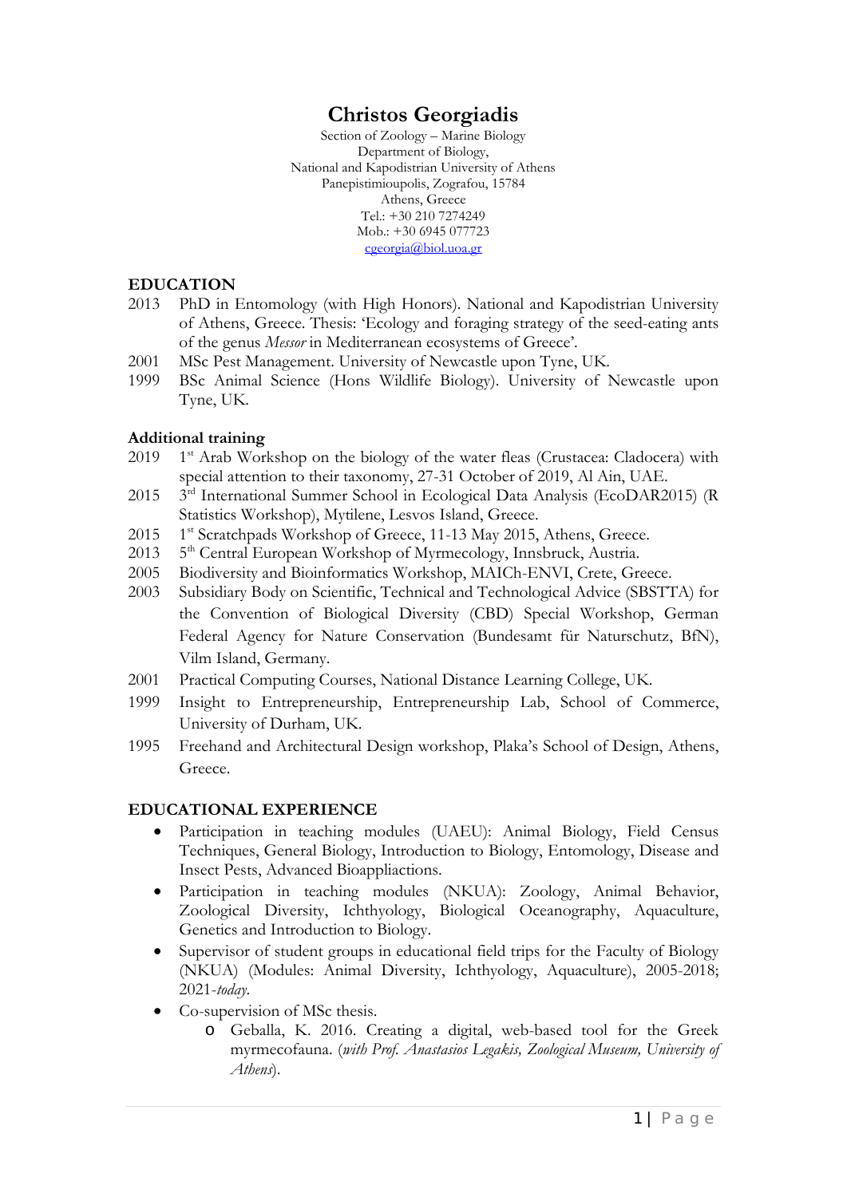# Christos Georgiadis

Section of Zoology – Marine Biology
Department of Biology,
National and Kapodistrian University of Athens
Panepistimioupolis, Zografou, 15784
Athens, Greece
Tel.: +30 210 7274249
Mob.: +30 6945 077723
cgeorgia@biol.uoa.gr

## EDUCATION

2013 PhD in Entomology (with High Honors). National and Kapodistrian University of Athens, Greece. Thesis: 'Ecology and foraging strategy of the seed-eating ants of the genus *Messor* in Mediterranean ecosystems of Greece'.

2001 MSc Pest Management. University of Newcastle upon Tyne, UK.

1999 BSc Animal Science (Hons Wildlife Biology). University of Newcastle upon Tyne, UK.

### Additional training

2019 1st Arab Workshop on the biology of the water fleas (Crustacea: Cladocera) with special attention to their taxonomy, 27-31 October of 2019, Al Ain, UAE.

2015 3rd International Summer School in Ecological Data Analysis (EcoDAR2015) (R Statistics Workshop), Mytilene, Lesvos Island, Greece.

2015 1st Scratchpads Workshop of Greece, 11-13 May 2015, Athens, Greece.

2013 5th Central European Workshop of Myrmecology, Innsbruck, Austria.

2005 Biodiversity and Bioinformatics Workshop, MAICh-ENVI, Crete, Greece.

2003 Subsidiary Body on Scientific, Technical and Technological Advice (SBSTTA) for the Convention of Biological Diversity (CBD) Special Workshop, German Federal Agency for Nature Conservation (Bundesamt für Naturschutz, BfN), Vilm Island, Germany.

2001 Practical Computing Courses, National Distance Learning College, UK.

1999 Insight to Entrepreneurship, Entrepreneurship Lab, School of Commerce, University of Durham, UK.

1995 Freehand and Architectural Design workshop, Plaka's School of Design, Athens, Greece.

## EDUCATIONAL EXPERIENCE

- Participation in teaching modules (UAEU): Animal Biology, Field Census Techniques, General Biology, Introduction to Biology, Entomology, Disease and Insect Pests, Advanced Bioappliactions.
- Participation in teaching modules (NKUA): Zoology, Animal Behavior, Zoological Diversity, Ichthyology, Biological Oceanography, Aquaculture, Genetics and Introduction to Biology.
- Supervisor of student groups in educational field trips for the Faculty of Biology (NKUA) (Modules: Animal Diversity, Ichthyology, Aquaculture), 2005-2018; 2021-*today*.
- Co-supervision of MSc thesis.
    - Geballa, K. 2016. Creating a digital, web-based tool for the Greek myrmecofauna. (*with Prof. Anastasios Legakis, Zoological Museum, University of Athens*).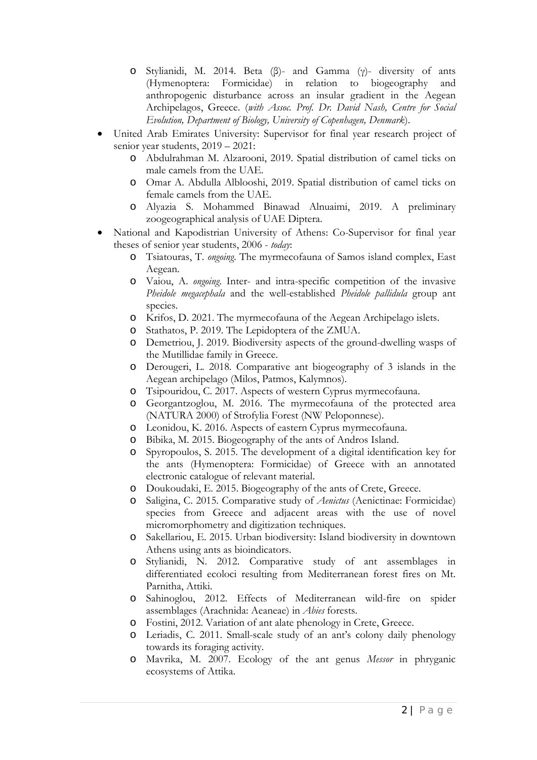- Stylianidi, M. 2014. Beta (β)- and Gamma (γ)- diversity of ants (Hymenoptera: Formicidae) in relation to biogeography and anthropogenic disturbance across an insular gradient in the Aegean Archipelagos, Greece. (*with Assoc. Prof. Dr. David Nash, Centre for Social Evolution, Department of Biology, University of Copenhagen, Denmark*).

- United Arab Emirates University: Supervisor for final year research project of senior year students, 2019 – 2021:
  - Abdulrahman M. Alzarooni, 2019. Spatial distribution of camel ticks on male camels from the UAE.
  - Omar A. Abdulla Alblooshi, 2019. Spatial distribution of camel ticks on female camels from the UAE.
  - Alyazia S. Mohammed Binawad Alnuaimi, 2019. A preliminary zoogeographical analysis of UAE Diptera.

- National and Kapodistrian University of Athens: Co-Supervisor for final year theses of senior year students, 2006 - *today*:
  - Tsiatouras, T. *ongoing*. The myrmecofauna of Samos island complex, East Aegean.
  - Vaiou, A. *ongoing*. Inter- and intra-specific competition of the invasive *Pheidole megacephala* and the well-established *Pheidole pallidula* group ant species.
  - Krifos, D. 2021. The myrmecofauna of the Aegean Archipelago islets.
  - Stathatos, P. 2019. The Lepidoptera of the ZMUA.
  - Demetriou, J. 2019. Biodiversity aspects of the ground-dwelling wasps of the Mutillidae family in Greece.
  - Derougeri, L. 2018. Comparative ant biogeography of 3 islands in the Aegean archipelago (Milos, Patmos, Kalymnos).
  - Tsipouridou, C. 2017. Aspects of western Cyprus myrmecofauna.
  - Georgantzoglou, M. 2016. The myrmecofauna of the protected area (NATURA 2000) of Strofylia Forest (NW Peloponnese).
  - Leonidou, K. 2016. Aspects of eastern Cyprus myrmecofauna.
  - Bibika, M. 2015. Biogeography of the ants of Andros Island.
  - Spyropoulos, S. 2015. The development of a digital identification key for the ants (Hymenoptera: Formicidae) of Greece with an annotated electronic catalogue of relevant material.
  - Doukoudaki, E. 2015. Biogeography of the ants of Crete, Greece.
  - Saligina, C. 2015. Comparative study of *Aenictus* (Aenictinae: Formicidae) species from Greece and adjacent areas with the use of novel micromorphometry and digitization techniques.
  - Sakellariou, E. 2015. Urban biodiversity: Island biodiversity in downtown Athens using ants as bioindicators.
  - Stylianidi, N. 2012. Comparative study of ant assemblages in differentiated ecoloci resulting from Mediterranean forest fires on Mt. Parnitha, Attiki.
  - Sahinoglou, 2012. Effects of Mediterranean wild-fire on spider assemblages (Arachnida: Aeaneae) in *Abies* forests.
  - Fostini, 2012. Variation of ant alate phenology in Crete, Greece.
  - Leriadis, C. 2011. Small-scale study of an ant's colony daily phenology towards its foraging activity.
  - Mavrika, M. 2007. Ecology of the ant genus *Messor* in phryganic ecosystems of Attika.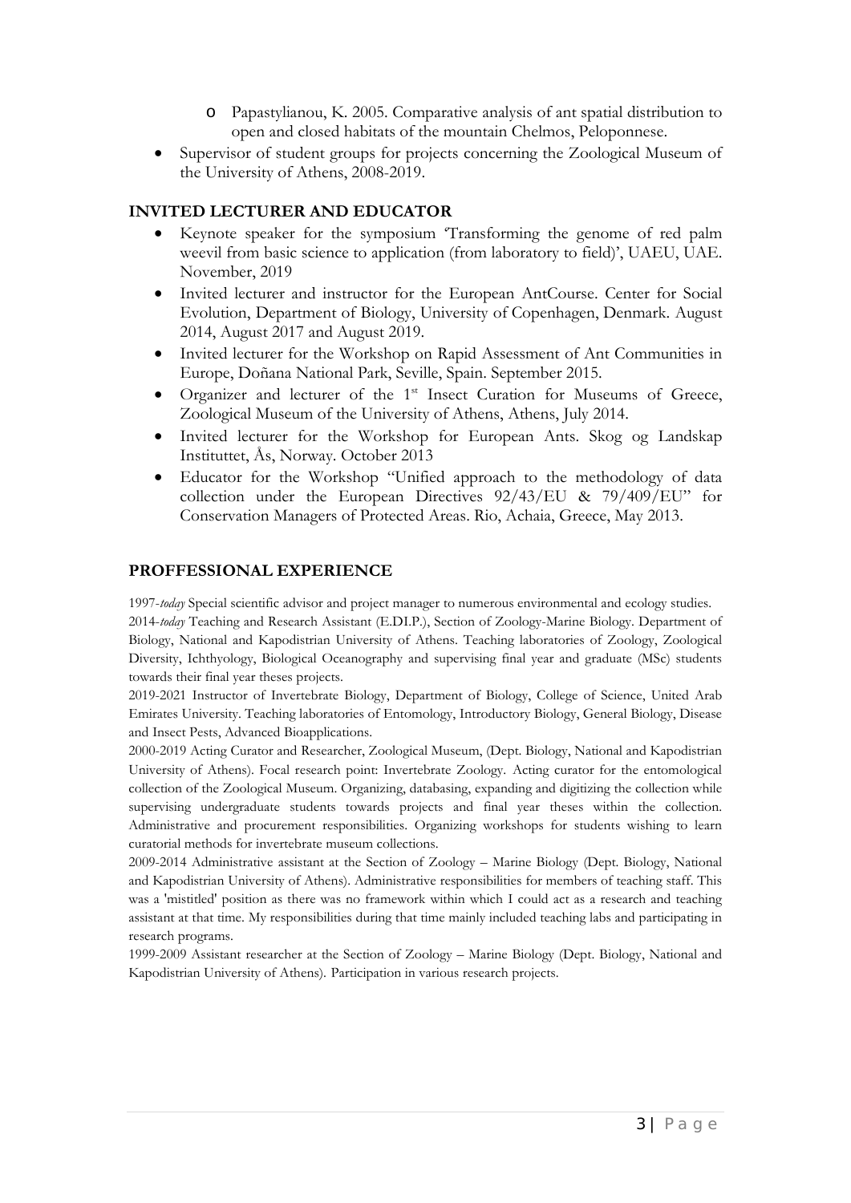- Papastylianou, K. 2005. Comparative analysis of ant spatial distribution to open and closed habitats of the mountain Chelmos, Peloponnese.
- Supervisor of student groups for projects concerning the Zoological Museum of the University of Athens, 2008-2019.

## INVITED LECTURER AND EDUCATOR

- Keynote speaker for the symposium 'Transforming the genome of red palm weevil from basic science to application (from laboratory to field)', UAEU, UAE. November, 2019
- Invited lecturer and instructor for the European AntCourse. Center for Social Evolution, Department of Biology, University of Copenhagen, Denmark. August 2014, August 2017 and August 2019.
- Invited lecturer for the Workshop on Rapid Assessment of Ant Communities in Europe, Doñana National Park, Seville, Spain. September 2015.
- Organizer and lecturer of the 1st Insect Curation for Museums of Greece, Zoological Museum of the University of Athens, Athens, July 2014.
- Invited lecturer for the Workshop for European Ants. Skog og Landskap Instituttet, Ås, Norway. October 2013
- Educator for the Workshop "Unified approach to the methodology of data collection under the European Directives 92/43/EU & 79/409/EU" for Conservation Managers of Protected Areas. Rio, Achaia, Greece, May 2013.

## PROFFESSIONAL EXPERIENCE

1997-*today* Special scientific advisor and project manager to numerous environmental and ecology studies.

2014-*today* Teaching and Research Assistant (E.DI.P.), Section of Zoology-Marine Biology. Department of Biology, National and Kapodistrian University of Athens. Teaching laboratories of Zoology, Zoological Diversity, Ichthyology, Biological Oceanography and supervising final year and graduate (MSc) students towards their final year theses projects.

2019-2021 Instructor of Invertebrate Biology, Department of Biology, College of Science, United Arab Emirates University. Teaching laboratories of Entomology, Introductory Biology, General Biology, Disease and Insect Pests, Advanced Bioapplications.

2000-2019 Acting Curator and Researcher, Zoological Museum, (Dept. Biology, National and Kapodistrian University of Athens). Focal research point: Invertebrate Zoology. Acting curator for the entomological collection of the Zoological Museum. Organizing, databasing, expanding and digitizing the collection while supervising undergraduate students towards projects and final year theses within the collection. Administrative and procurement responsibilities. Organizing workshops for students wishing to learn curatorial methods for invertebrate museum collections.

2009-2014 Administrative assistant at the Section of Zoology – Marine Biology (Dept. Biology, National and Kapodistrian University of Athens). Administrative responsibilities for members of teaching staff. This was a 'mistitled' position as there was no framework within which I could act as a research and teaching assistant at that time. My responsibilities during that time mainly included teaching labs and participating in research programs.

1999-2009 Assistant researcher at the Section of Zoology – Marine Biology (Dept. Biology, National and Kapodistrian University of Athens). Participation in various research projects.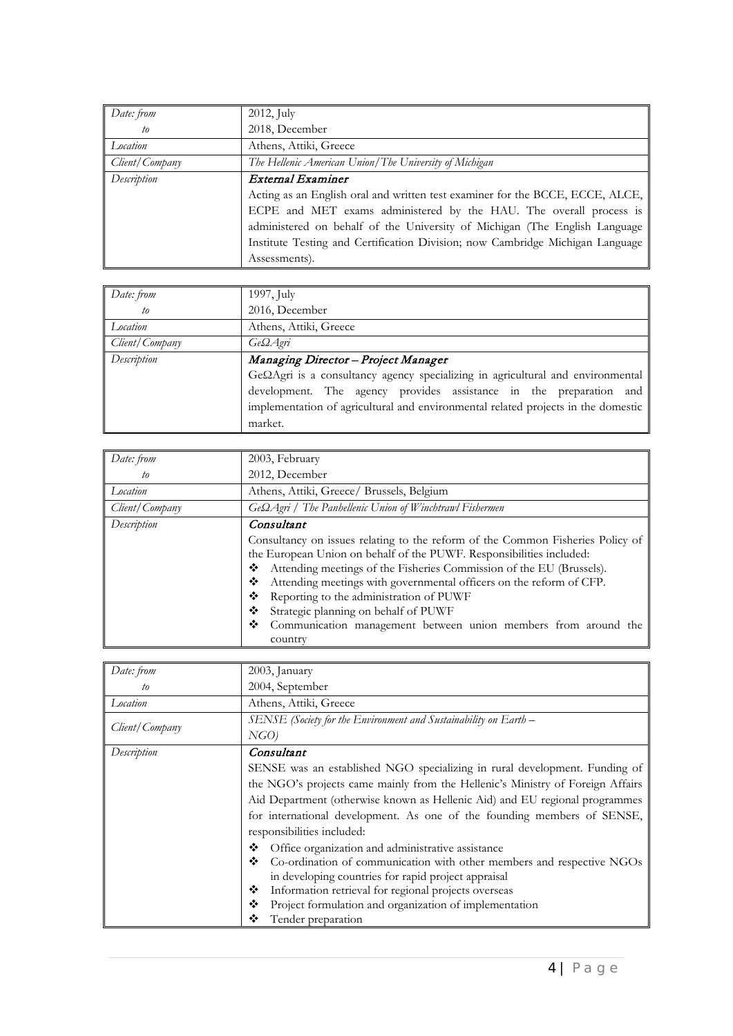| Date: from | 2012, July |
|---|---|
| to | 2018, December |
| Location | Athens, Attiki, Greece |
| Client/Company | *The Hellenic American Union/The University of Michigan* |
| Description | ***External Examiner*** <br> Acting as an English oral and written test examiner for the BCCE, ECCE, ALCE, ECPE and MET exams administered by the HAU. The overall process is administered on behalf of the University of Michigan (The English Language Institute Testing and Certification Division; now Cambridge Michigan Language Assessments). |

| Date: from | 1997, July |
|---|---|
| to | 2016, December |
| Location | Athens, Attiki, Greece |
| Client/Company | *GeΩAgri* |
| Description | ***Managing Director – Project Manager*** <br> GeΩAgri is a consultancy agency specializing in agricultural and environmental development. The agency provides assistance in the preparation and implementation of agricultural and environmental related projects in the domestic market. |

| Date: from | 2003, February |
|---|---|
| to | 2012, December |
| Location | Athens, Attiki, Greece/ Brussels, Belgium |
| Client/Company | *GeΩAgri / The Panhellenic Union of Winchtrawl Fishermen* |
| Description | ***Consultant*** <br> Consultancy on issues relating to the reform of the Common Fisheries Policy of the European Union on behalf of the PUWF. Responsibilities included: <br> ❖ Attending meetings of the Fisheries Commission of the EU (Brussels). <br> ❖ Attending meetings with governmental officers on the reform of CFP. <br> ❖ Reporting to the administration of PUWF <br> ❖ Strategic planning on behalf of PUWF <br> ❖ Communication management between union members from around the country |

| Date: from | 2003, January |
|---|---|
| to | 2004, September |
| Location | Athens, Attiki, Greece |
| Client/Company | *SENSE (Society for the Environment and Sustainability on Earth – NGO)* |
| Description | ***Consultant*** <br> SENSE was an established NGO specializing in rural development. Funding of the NGO's projects came mainly from the Hellenic's Ministry of Foreign Affairs Aid Department (otherwise known as Hellenic Aid) and EU regional programmes for international development. As one of the founding members of SENSE, responsibilities included: <br> ❖ Office organization and administrative assistance <br> ❖ Co-ordination of communication with other members and respective NGOs in developing countries for rapid project appraisal <br> ❖ Information retrieval for regional projects overseas <br> ❖ Project formulation and organization of implementation <br> ❖ Tender preparation |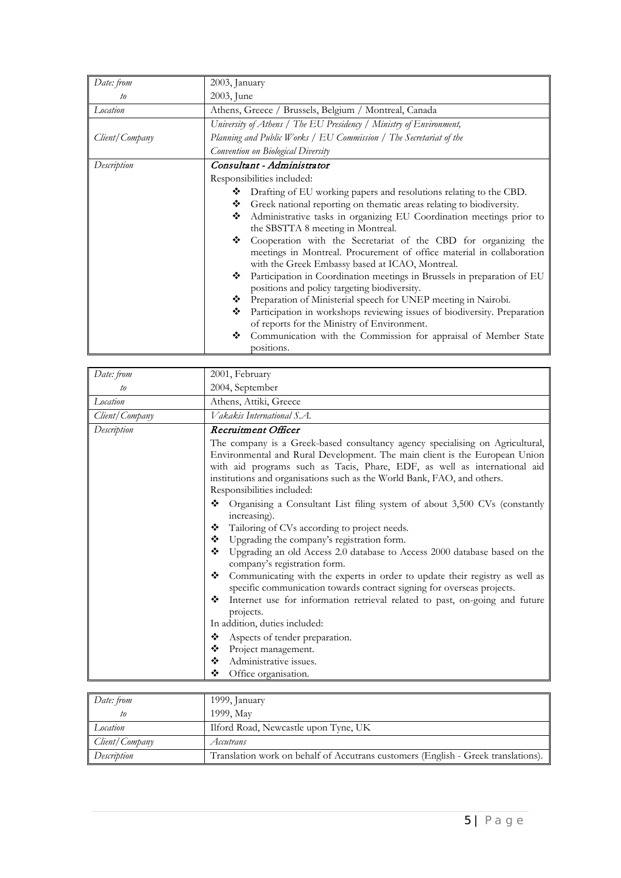| Date: from | 2003, January |
|---|---|
| to | 2003, June |
| Location | Athens, Greece / Brussels, Belgium / Montreal, Canada |
| Client/Company | *University of Athens / The EU Presidency / Ministry of Environment, Planning and Public Works / EU Commission / The Secretariat of the Convention on Biological Diversity* |
| Description | ***Consultant - Administrator***<br>Responsibilities included:<br>❖ Drafting of EU working papers and resolutions relating to the CBD.<br>❖ Greek national reporting on thematic areas relating to biodiversity.<br>❖ Administrative tasks in organizing EU Coordination meetings prior to the SBSTTA 8 meeting in Montreal.<br>❖ Cooperation with the Secretariat of the CBD for organizing the meetings in Montreal. Procurement of office material in collaboration with the Greek Embassy based at ICAO, Montreal.<br>❖ Participation in Coordination meetings in Brussels in preparation of EU positions and policy targeting biodiversity.<br>❖ Preparation of Ministerial speech for UNEP meeting in Nairobi.<br>❖ Participation in workshops reviewing issues of biodiversity. Preparation of reports for the Ministry of Environment.<br>❖ Communication with the Commission for appraisal of Member State positions. |

| Date: from | 2001, February |
|---|---|
| to | 2004, September |
| Location | Athens, Attiki, Greece |
| Client/Company | *Vakakis International S.A.* |
| Description | ***Recruitment Officer***<br>The company is a Greek-based consultancy agency specialising on Agricultural, Environmental and Rural Development. The main client is the European Union with aid programs such as Tacis, Phare, EDF, as well as international aid institutions and organisations such as the World Bank, FAO, and others.<br>Responsibilities included:<br>❖ Organising a Consultant List filing system of about 3,500 CVs (constantly increasing).<br>❖ Tailoring of CVs according to project needs.<br>❖ Upgrading the company's registration form.<br>❖ Upgrading an old Access 2.0 database to Access 2000 database based on the company's registration form.<br>❖ Communicating with the experts in order to update their registry as well as specific communication towards contract signing for overseas projects.<br>❖ Internet use for information retrieval related to past, on-going and future projects.<br>In addition, duties included:<br>❖ Aspects of tender preparation.<br>❖ Project management.<br>❖ Administrative issues.<br>❖ Office organisation. |

| Date: from | 1999, January |
|---|---|
| to | 1999, May |
| Location | Ilford Road, Newcastle upon Tyne, UK |
| Client/Company | *Accutrans* |
| Description | Translation work on behalf of Accutrans customers (English - Greek translations). |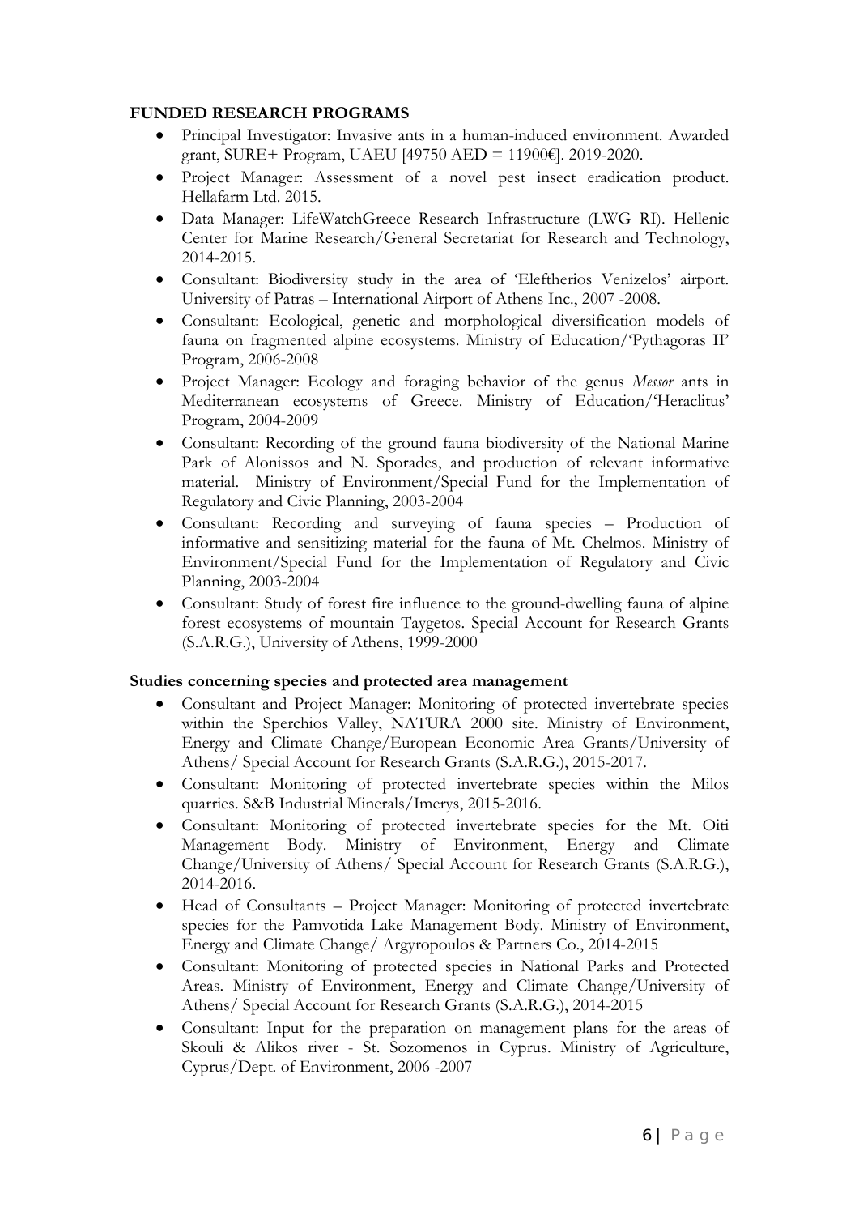**FUNDED RESEARCH PROGRAMS**

- Principal Investigator: Invasive ants in a human-induced environment. Awarded grant, SURE+ Program, UAEU [49750 AED = 11900€]. 2019-2020.
- Project Manager: Assessment of a novel pest insect eradication product. Hellafarm Ltd. 2015.
- Data Manager: LifeWatchGreece Research Infrastructure (LWG RI). Hellenic Center for Marine Research/General Secretariat for Research and Technology, 2014-2015.
- Consultant: Biodiversity study in the area of 'Eleftherios Venizelos' airport. University of Patras – International Airport of Athens Inc., 2007 -2008.
- Consultant: Ecological, genetic and morphological diversification models of fauna on fragmented alpine ecosystems. Ministry of Education/'Pythagoras II' Program, 2006-2008
- Project Manager: Ecology and foraging behavior of the genus *Messor* ants in Mediterranean ecosystems of Greece. Ministry of Education/'Heraclitus' Program, 2004-2009
- Consultant: Recording of the ground fauna biodiversity of the National Marine Park of Alonissos and N. Sporades, and production of relevant informative material. Ministry of Environment/Special Fund for the Implementation of Regulatory and Civic Planning, 2003-2004
- Consultant: Recording and surveying of fauna species – Production of informative and sensitizing material for the fauna of Mt. Chelmos. Ministry of Environment/Special Fund for the Implementation of Regulatory and Civic Planning, 2003-2004
- Consultant: Study of forest fire influence to the ground-dwelling fauna of alpine forest ecosystems of mountain Taygetos. Special Account for Research Grants (S.A.R.G.), University of Athens, 1999-2000

**Studies concerning species and protected area management**

- Consultant and Project Manager: Monitoring of protected invertebrate species within the Sperchios Valley, NATURA 2000 site. Ministry of Environment, Energy and Climate Change/European Economic Area Grants/University of Athens/ Special Account for Research Grants (S.A.R.G.), 2015-2017.
- Consultant: Monitoring of protected invertebrate species within the Milos quarries. S&B Industrial Minerals/Imerys, 2015-2016.
- Consultant: Monitoring of protected invertebrate species for the Mt. Oiti Management Body. Ministry of Environment, Energy and Climate Change/University of Athens/ Special Account for Research Grants (S.A.R.G.), 2014-2016.
- Head of Consultants – Project Manager: Monitoring of protected invertebrate species for the Pamvotida Lake Management Body. Ministry of Environment, Energy and Climate Change/ Argyropoulos & Partners Co., 2014-2015
- Consultant: Monitoring of protected species in National Parks and Protected Areas. Ministry of Environment, Energy and Climate Change/University of Athens/ Special Account for Research Grants (S.A.R.G.), 2014-2015
- Consultant: Input for the preparation on management plans for the areas of Skouli & Alikos river - St. Sozomenos in Cyprus. Ministry of Agriculture, Cyprus/Dept. of Environment, 2006 -2007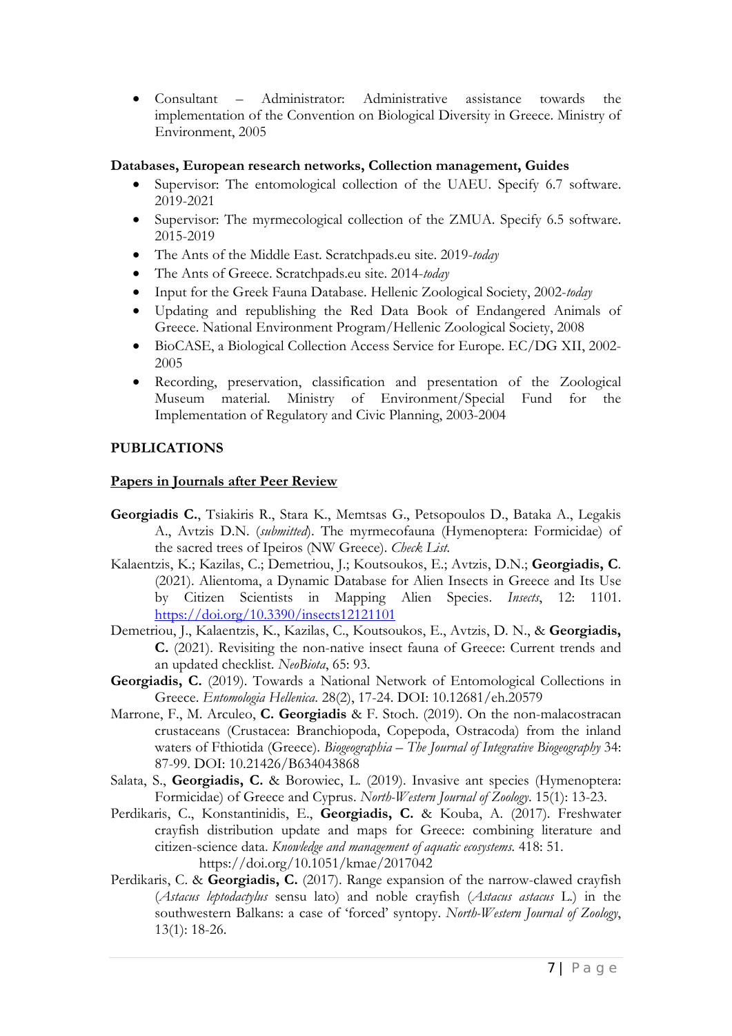- Consultant – Administrator: Administrative assistance towards the implementation of the Convention on Biological Diversity in Greece. Ministry of Environment, 2005

**Databases, European research networks, Collection management, Guides**

- Supervisor: The entomological collection of the UAEU. Specify 6.7 software. 2019-2021
- Supervisor: The myrmecological collection of the ZMUA. Specify 6.5 software. 2015-2019
- The Ants of the Middle East. Scratchpads.eu site. 2019-*today*
- The Ants of Greece. Scratchpads.eu site. 2014-*today*
- Input for the Greek Fauna Database. Hellenic Zoological Society, 2002-*today*
- Updating and republishing the Red Data Book of Endangered Animals of Greece. National Environment Program/Hellenic Zoological Society, 2008
- BioCASE, a Biological Collection Access Service for Europe. EC/DG XII, 2002-2005
- Recording, preservation, classification and presentation of the Zoological Museum material. Ministry of Environment/Special Fund for the Implementation of Regulatory and Civic Planning, 2003-2004

## PUBLICATIONS

### Papers in Journals after Peer Review

**Georgiadis C.**, Tsiakiris R., Stara K., Memtsas G., Petsopoulos D., Bataka A., Legakis A., Avtzis D.N. (*submitted*). The myrmecofauna (Hymenoptera: Formicidae) of the sacred trees of Ipeiros (NW Greece). *Check List.*

Kalaentzis, K.; Kazilas, C.; Demetriou, J.; Koutsoukos, E.; Avtzis, D.N.; **Georgiadis, C**. (2021). Alientoma, a Dynamic Database for Alien Insects in Greece and Its Use by Citizen Scientists in Mapping Alien Species. *Insects*, 12: 1101. https://doi.org/10.3390/insects12121101

Demetriou, J., Kalaentzis, K., Kazilas, C., Koutsoukos, E., Avtzis, D. N., & **Georgiadis, C.** (2021). Revisiting the non-native insect fauna of Greece: Current trends and an updated checklist. *NeoBiota*, 65: 93.

**Georgiadis, C.** (2019). Towards a National Network of Entomological Collections in Greece. *Entomologia Hellenica*. 28(2), 17-24. DOI: 10.12681/eh.20579

Marrone, F., M. Arculeo, **C. Georgiadis** & F. Stoch. (2019). On the non-malacostracan crustaceans (Crustacea: Branchiopoda, Copepoda, Ostracoda) from the inland waters of Fthiotida (Greece). *Biogeographia – The Journal of Integrative Biogeography* 34: 87-99. DOI: 10.21426/B634043868

Salata, S., **Georgiadis, C.** & Borowiec, L. (2019). Invasive ant species (Hymenoptera: Formicidae) of Greece and Cyprus. *North-Western Journal of Zoology*. 15(1): 13-23.

Perdikaris, C., Konstantinidis, E., **Georgiadis, C.** & Kouba, A. (2017). Freshwater crayfish distribution update and maps for Greece: combining literature and citizen-science data. *Knowledge and management of aquatic ecosystems*. 418: 51. https://doi.org/10.1051/kmae/2017042

Perdikaris, C. & **Georgiadis, C.** (2017). Range expansion of the narrow-clawed crayfish (*Astacus leptodactylus* sensu lato) and noble crayfish (*Astacus astacus* L.) in the southwestern Balkans: a case of 'forced' syntopy. *North-Western Journal of Zoology*, 13(1): 18-26.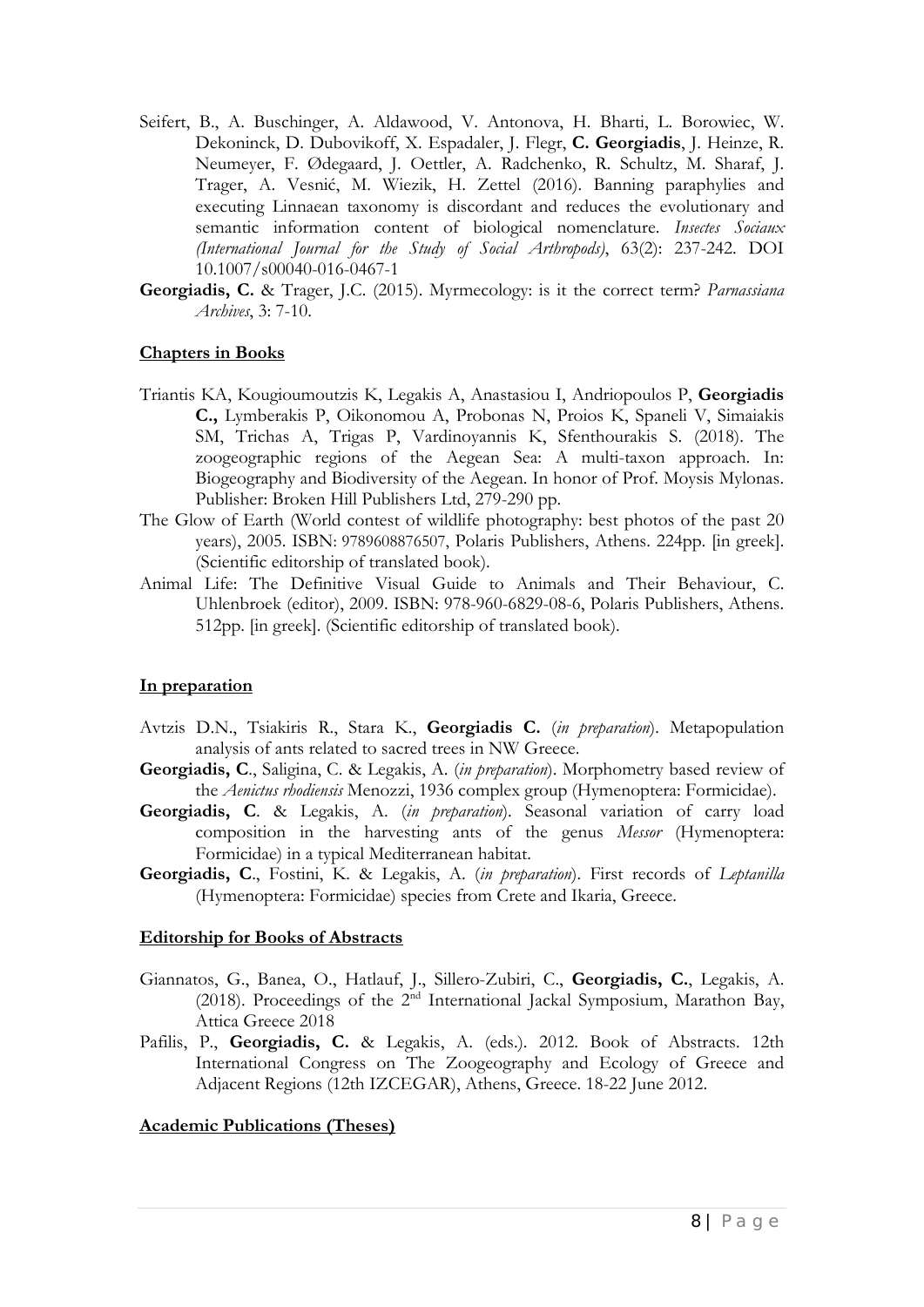Seifert, B., A. Buschinger, A. Aldawood, V. Antonova, H. Bharti, L. Borowiec, W. Dekoninck, D. Dubovikoff, X. Espadaler, J. Flegr, **C. Georgiadis**, J. Heinze, R. Neumeyer, F. Ødegaard, J. Oettler, A. Radchenko, R. Schultz, M. Sharaf, J. Trager, A. Vesnić, M. Wiezik, H. Zettel (2016). Banning paraphylies and executing Linnaean taxonomy is discordant and reduces the evolutionary and semantic information content of biological nomenclature. *Insectes Sociaux (International Journal for the Study of Social Arthropods)*, 63(2): 237-242. DOI 10.1007/s00040-016-0467-1

**Georgiadis, C.** & Trager, J.C. (2015). Myrmecology: is it the correct term? *Parnassiana Archives*, 3: 7-10.

## Chapters in Books

Triantis KA, Kougioumoutzis K, Legakis A, Anastasiou I, Andriopoulos P, **Georgiadis C.,** Lymberakis P, Oikonomou A, Probonas N, Proios K, Spaneli V, Simaiakis SM, Trichas A, Trigas P, Vardinoyannis K, Sfenthourakis S. (2018). The zoogeographic regions of the Aegean Sea: A multi-taxon approach. In: Biogeography and Biodiversity of the Aegean. In honor of Prof. Moysis Mylonas. Publisher: Broken Hill Publishers Ltd, 279-290 pp.

The Glow of Earth (World contest of wildlife photography: best photos of the past 20 years), 2005. ISBN: 9789608876507, Polaris Publishers, Athens. 224pp. [in greek]. (Scientific editorship of translated book).

Animal Life: The Definitive Visual Guide to Animals and Their Behaviour, C. Uhlenbroek (editor), 2009. ISBN: 978-960-6829-08-6, Polaris Publishers, Athens. 512pp. [in greek]. (Scientific editorship of translated book).

## In preparation

Avtzis D.N., Tsiakiris R., Stara K., **Georgiadis C.** (*in preparation*). Metapopulation analysis of ants related to sacred trees in NW Greece.

**Georgiadis, C**., Saligina, C. & Legakis, A. (*in preparation*). Morphometry based review of the *Aenictus rhodiensis* Menozzi, 1936 complex group (Hymenoptera: Formicidae).

**Georgiadis, C**. & Legakis, A. (*in preparation*). Seasonal variation of carry load composition in the harvesting ants of the genus *Messor* (Hymenoptera: Formicidae) in a typical Mediterranean habitat.

**Georgiadis, C**., Fostini, K. & Legakis, A. (*in preparation*). First records of *Leptanilla* (Hymenoptera: Formicidae) species from Crete and Ikaria, Greece.

## Editorship for Books of Abstracts

Giannatos, G., Banea, O., Hatlauf, J., Sillero-Zubiri, C., **Georgiadis, C.**, Legakis, A. (2018). Proceedings of the 2nd International Jackal Symposium, Marathon Bay, Attica Greece 2018

Pafilis, P., **Georgiadis, C.** & Legakis, A. (eds.). 2012. Book of Abstracts. 12th International Congress on The Zoogeography and Ecology of Greece and Adjacent Regions (12th IZCEGAR), Athens, Greece. 18-22 June 2012.

## Academic Publications (Theses)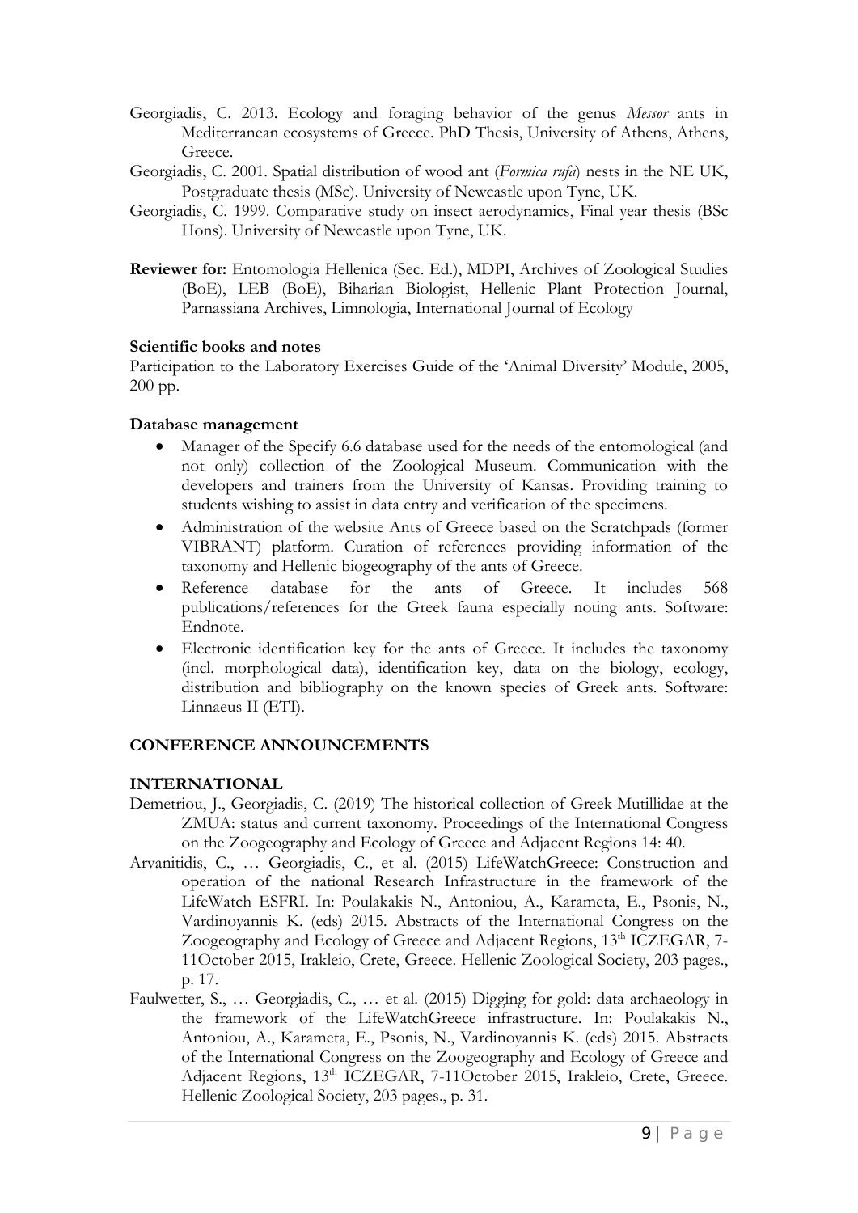Georgiadis, C. 2013. Ecology and foraging behavior of the genus *Messor* ants in Mediterranean ecosystems of Greece. PhD Thesis, University of Athens, Athens, Greece.

Georgiadis, C. 2001. Spatial distribution of wood ant (*Formica rufa*) nests in the NE UK, Postgraduate thesis (MSc). University of Newcastle upon Tyne, UK.

Georgiadis, C. 1999. Comparative study on insect aerodynamics, Final year thesis (BSc Hons). University of Newcastle upon Tyne, UK.

**Reviewer for:** Entomologia Hellenica (Sec. Ed.), MDPI, Archives of Zoological Studies (BoE), LEB (BoE), Biharian Biologist, Hellenic Plant Protection Journal, Parnassiana Archives, Limnologia, International Journal of Ecology

**Scientific books and notes**

Participation to the Laboratory Exercises Guide of the 'Animal Diversity' Module, 2005, 200 pp.

**Database management**

- Manager of the Specify 6.6 database used for the needs of the entomological (and not only) collection of the Zoological Museum. Communication with the developers and trainers from the University of Kansas. Providing training to students wishing to assist in data entry and verification of the specimens.
- Administration of the website Ants of Greece based on the Scratchpads (former VIBRANT) platform. Curation of references providing information of the taxonomy and Hellenic biogeography of the ants of Greece.
- Reference database for the ants of Greece. It includes 568 publications/references for the Greek fauna especially noting ants. Software: Endnote.
- Electronic identification key for the ants of Greece. It includes the taxonomy (incl. morphological data), identification key, data on the biology, ecology, distribution and bibliography on the known species of Greek ants. Software: Linnaeus II (ETI).

**CONFERENCE ANNOUNCEMENTS**

**INTERNATIONAL**

Demetriou, J., Georgiadis, C. (2019) The historical collection of Greek Mutillidae at the ZMUA: status and current taxonomy. Proceedings of the International Congress on the Zoogeography and Ecology of Greece and Adjacent Regions 14: 40.

Arvanitidis, C., … Georgiadis, C., et al. (2015) LifeWatchGreece: Construction and operation of the national Research Infrastructure in the framework of the LifeWatch ESFRI. In: Poulakakis N., Antoniou, A., Karameta, E., Psonis, N., Vardinoyannis K. (eds) 2015. Abstracts of the International Congress on the Zoogeography and Ecology of Greece and Adjacent Regions, 13th ICZEGAR, 7-11October 2015, Irakleio, Crete, Greece. Hellenic Zoological Society, 203 pages., p. 17.

Faulwetter, S., … Georgiadis, C., … et al. (2015) Digging for gold: data archaeology in the framework of the LifeWatchGreece infrastructure. In: Poulakakis N., Antoniou, A., Karameta, E., Psonis, N., Vardinoyannis K. (eds) 2015. Abstracts of the International Congress on the Zoogeography and Ecology of Greece and Adjacent Regions, 13th ICZEGAR, 7-11October 2015, Irakleio, Crete, Greece. Hellenic Zoological Society, 203 pages., p. 31.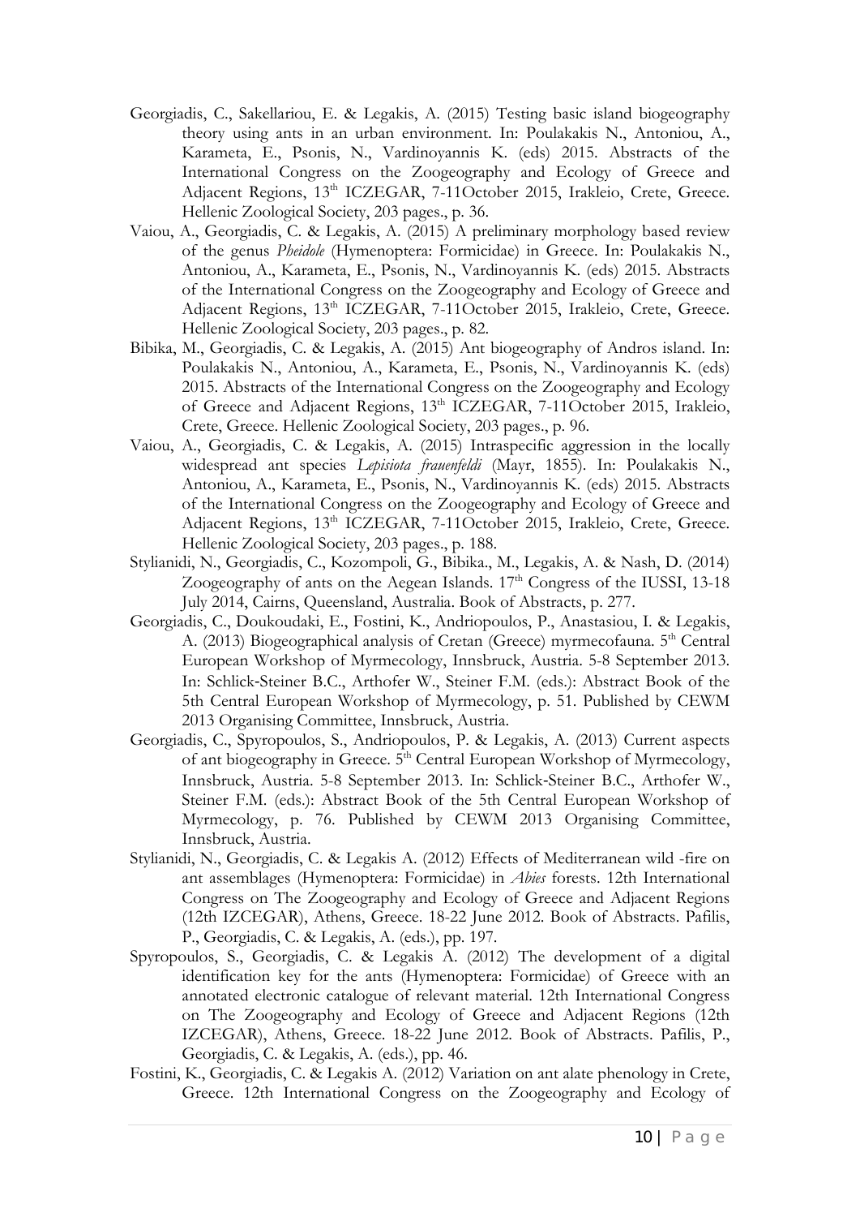Georgiadis, C., Sakellariou, E. & Legakis, A. (2015) Testing basic island biogeography theory using ants in an urban environment. In: Poulakakis N., Antoniou, A., Karameta, E., Psonis, N., Vardinoyannis K. (eds) 2015. Abstracts of the International Congress on the Zoogeography and Ecology of Greece and Adjacent Regions, 13th ICZEGAR, 7-11October 2015, Irakleio, Crete, Greece. Hellenic Zoological Society, 203 pages., p. 36.

Vaiou, A., Georgiadis, C. & Legakis, A. (2015) A preliminary morphology based review of the genus *Pheidole* (Hymenoptera: Formicidae) in Greece. In: Poulakakis N., Antoniou, A., Karameta, E., Psonis, N., Vardinoyannis K. (eds) 2015. Abstracts of the International Congress on the Zoogeography and Ecology of Greece and Adjacent Regions, 13th ICZEGAR, 7-11October 2015, Irakleio, Crete, Greece. Hellenic Zoological Society, 203 pages., p. 82.

Bibika, M., Georgiadis, C. & Legakis, A. (2015) Ant biogeography of Andros island. In: Poulakakis N., Antoniou, A., Karameta, E., Psonis, N., Vardinoyannis K. (eds) 2015. Abstracts of the International Congress on the Zoogeography and Ecology of Greece and Adjacent Regions, 13th ICZEGAR, 7-11October 2015, Irakleio, Crete, Greece. Hellenic Zoological Society, 203 pages., p. 96.

Vaiou, A., Georgiadis, C. & Legakis, A. (2015) Intraspecific aggression in the locally widespread ant species *Lepisiota frauenfeldi* (Mayr, 1855). In: Poulakakis N., Antoniou, A., Karameta, E., Psonis, N., Vardinoyannis K. (eds) 2015. Abstracts of the International Congress on the Zoogeography and Ecology of Greece and Adjacent Regions, 13th ICZEGAR, 7-11October 2015, Irakleio, Crete, Greece. Hellenic Zoological Society, 203 pages., p. 188.

Stylianidi, N., Georgiadis, C., Kozompoli, G., Bibika., M., Legakis, A. & Nash, D. (2014) Zoogeography of ants on the Aegean Islands. 17th Congress of the IUSSI, 13-18 July 2014, Cairns, Queensland, Australia. Book of Abstracts, p. 277.

Georgiadis, C., Doukoudaki, E., Fostini, K., Andriopoulos, P., Anastasiou, I. & Legakis, A. (2013) Biogeographical analysis of Cretan (Greece) myrmecofauna. 5th Central European Workshop of Myrmecology, Innsbruck, Austria. 5-8 September 2013. In: Schlick-Steiner B.C., Arthofer W., Steiner F.M. (eds.): Abstract Book of the 5th Central European Workshop of Myrmecology, p. 51. Published by CEWM 2013 Organising Committee, Innsbruck, Austria.

Georgiadis, C., Spyropoulos, S., Andriopoulos, P. & Legakis, A. (2013) Current aspects of ant biogeography in Greece. 5th Central European Workshop of Myrmecology, Innsbruck, Austria. 5-8 September 2013. In: Schlick-Steiner B.C., Arthofer W., Steiner F.M. (eds.): Abstract Book of the 5th Central European Workshop of Myrmecology, p. 76. Published by CEWM 2013 Organising Committee, Innsbruck, Austria.

Stylianidi, N., Georgiadis, C. & Legakis A. (2012) Effects of Mediterranean wild -fire on ant assemblages (Hymenoptera: Formicidae) in *Abies* forests. 12th International Congress on The Zoogeography and Ecology of Greece and Adjacent Regions (12th IZCEGAR), Athens, Greece. 18-22 June 2012. Book of Abstracts. Pafilis, P., Georgiadis, C. & Legakis, A. (eds.), pp. 197.

Spyropoulos, S., Georgiadis, C. & Legakis A. (2012) The development of a digital identification key for the ants (Hymenoptera: Formicidae) of Greece with an annotated electronic catalogue of relevant material. 12th International Congress on The Zoogeography and Ecology of Greece and Adjacent Regions (12th IZCEGAR), Athens, Greece. 18-22 June 2012. Book of Abstracts. Pafilis, P., Georgiadis, C. & Legakis, A. (eds.), pp. 46.

Fostini, K., Georgiadis, C. & Legakis A. (2012) Variation on ant alate phenology in Crete, Greece. 12th International Congress on the Zoogeography and Ecology of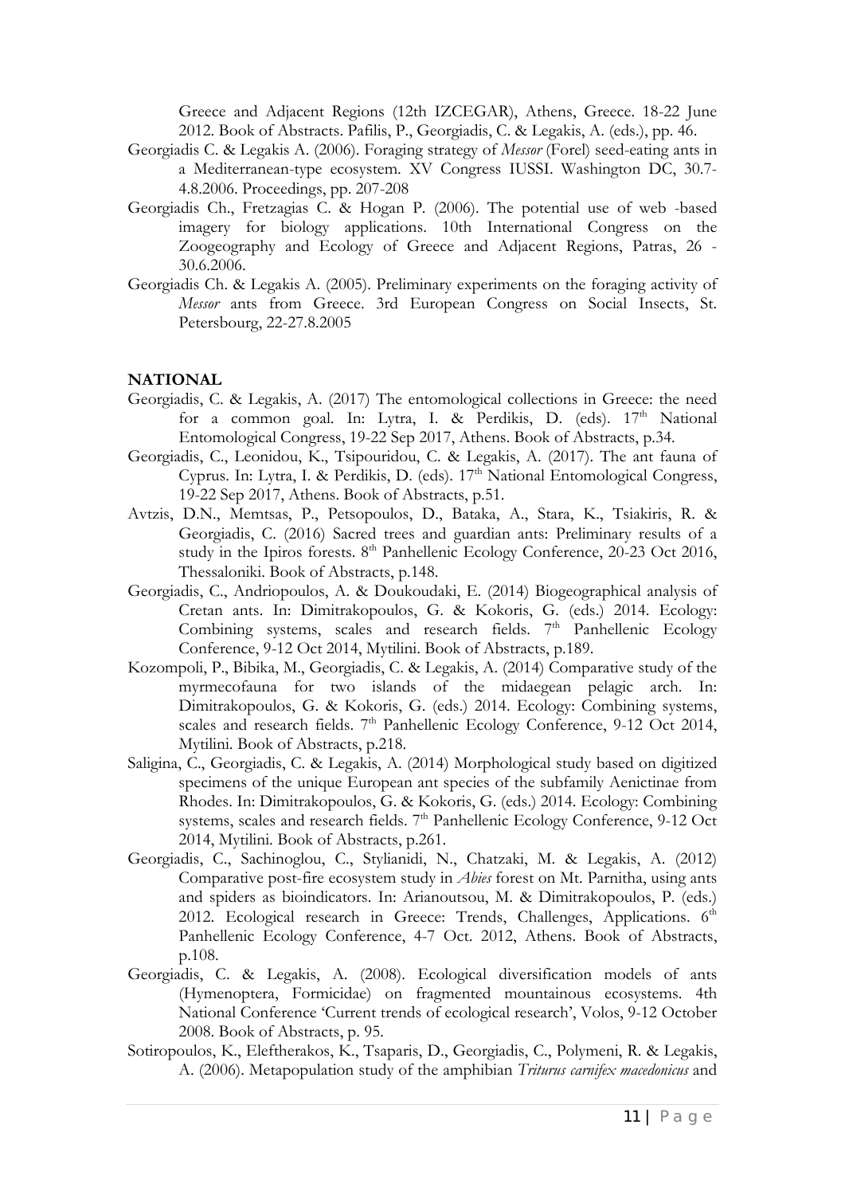Greece and Adjacent Regions (12th IZCEGAR), Athens, Greece. 18-22 June 2012. Book of Abstracts. Pafilis, P., Georgiadis, C. & Legakis, A. (eds.), pp. 46.

Georgiadis C. & Legakis A. (2006). Foraging strategy of *Messor* (Forel) seed-eating ants in a Mediterranean-type ecosystem. XV Congress IUSSI. Washington DC, 30.7-4.8.2006. Proceedings, pp. 207-208

Georgiadis Ch., Fretzagias C. & Hogan P. (2006). The potential use of web -based imagery for biology applications. 10th International Congress on the Zoogeography and Ecology of Greece and Adjacent Regions, Patras, 26 - 30.6.2006.

Georgiadis Ch. & Legakis A. (2005). Preliminary experiments on the foraging activity of *Messor* ants from Greece. 3rd European Congress on Social Insects, St. Petersbourg, 22-27.8.2005

**NATIONAL**

Georgiadis, C. & Legakis, A. (2017) The entomological collections in Greece: the need for a common goal. In: Lytra, I. & Perdikis, D. (eds). 17th National Entomological Congress, 19-22 Sep 2017, Athens. Book of Abstracts, p.34.

Georgiadis, C., Leonidou, K., Tsipouridou, C. & Legakis, A. (2017). The ant fauna of Cyprus. In: Lytra, I. & Perdikis, D. (eds). 17th National Entomological Congress, 19-22 Sep 2017, Athens. Book of Abstracts, p.51.

Avtzis, D.N., Memtsas, P., Petsopoulos, D., Bataka, A., Stara, K., Tsiakiris, R. & Georgiadis, C. (2016) Sacred trees and guardian ants: Preliminary results of a study in the Ipiros forests. 8th Panhellenic Ecology Conference, 20-23 Oct 2016, Thessaloniki. Book of Abstracts, p.148.

Georgiadis, C., Andriopoulos, A. & Doukoudaki, E. (2014) Biogeographical analysis of Cretan ants. In: Dimitrakopoulos, G. & Kokoris, G. (eds.) 2014. Ecology: Combining systems, scales and research fields. 7th Panhellenic Ecology Conference, 9-12 Oct 2014, Mytilini. Book of Abstracts, p.189.

Kozompoli, P., Bibika, M., Georgiadis, C. & Legakis, A. (2014) Comparative study of the myrmecofauna for two islands of the midaegean pelagic arch. In: Dimitrakopoulos, G. & Kokoris, G. (eds.) 2014. Ecology: Combining systems, scales and research fields. 7th Panhellenic Ecology Conference, 9-12 Oct 2014, Mytilini. Book of Abstracts, p.218.

Saligina, C., Georgiadis, C. & Legakis, A. (2014) Morphological study based on digitized specimens of the unique European ant species of the subfamily Aenictinae from Rhodes. In: Dimitrakopoulos, G. & Kokoris, G. (eds.) 2014. Ecology: Combining systems, scales and research fields. 7th Panhellenic Ecology Conference, 9-12 Oct 2014, Mytilini. Book of Abstracts, p.261.

Georgiadis, C., Sachinoglou, C., Stylianidi, N., Chatzaki, M. & Legakis, A. (2012) Comparative post-fire ecosystem study in *Abies* forest on Mt. Parnitha, using ants and spiders as bioindicators. In: Arianoutsou, M. & Dimitrakopoulos, P. (eds.) 2012. Ecological research in Greece: Trends, Challenges, Applications. 6th Panhellenic Ecology Conference, 4-7 Oct. 2012, Athens. Book of Abstracts, p.108.

Georgiadis, C. & Legakis, A. (2008). Ecological diversification models of ants (Hymenoptera, Formicidae) on fragmented mountainous ecosystems. 4th National Conference 'Current trends of ecological research', Volos, 9-12 October 2008. Book of Abstracts, p. 95.

Sotiropoulos, K., Eleftherakos, K., Tsaparis, D., Georgiadis, C., Polymeni, R. & Legakis, A. (2006). Metapopulation study of the amphibian *Triturus carnifex macedonicus* and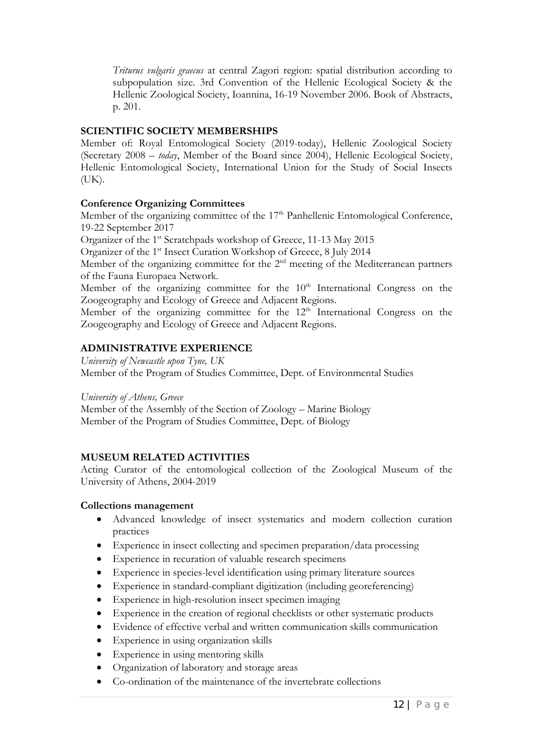*Triturus vulgaris graecus* at central Zagori region: spatial distribution according to subpopulation size. 3rd Convention of the Hellenic Ecological Society & the Hellenic Zoological Society, Ioannina, 16-19 November 2006. Book of Abstracts, p. 201.

## SCIENTIFIC SOCIETY MEMBERSHIPS

Member of: Royal Entomological Society (2019-today), Hellenic Zoological Society (Secretary 2008 – *today*, Member of the Board since 2004), Hellenic Ecological Society, Hellenic Entomological Society, International Union for the Study of Social Insects (UK).

### Conference Organizing Committees

Member of the organizing committee of the 17th Panhellenic Entomological Conference, 19-22 September 2017

Organizer of the 1st Scratchpads workshop of Greece, 11-13 May 2015

Organizer of the 1st Insect Curation Workshop of Greece, 8 July 2014

Member of the organizing committee for the 2nd meeting of the Mediterranean partners of the Fauna Europaea Network.

Member of the organizing committee for the 10th International Congress on the Zoogeography and Ecology of Greece and Adjacent Regions.

Member of the organizing committee for the 12th International Congress on the Zoogeography and Ecology of Greece and Adjacent Regions.

## ADMINISTRATIVE EXPERIENCE

*University of Newcastle upon Tyne, UK*

Member of the Program of Studies Committee, Dept. of Environmental Studies

*University of Athens, Greece*

Member of the Assembly of the Section of Zoology – Marine Biology

Member of the Program of Studies Committee, Dept. of Biology

## MUSEUM RELATED ACTIVITIES

Acting Curator of the entomological collection of the Zoological Museum of the University of Athens, 2004-2019

### Collections management

- Advanced knowledge of insect systematics and modern collection curation practices
- Experience in insect collecting and specimen preparation/data processing
- Experience in recuration of valuable research specimens
- Experience in species-level identification using primary literature sources
- Experience in standard-compliant digitization (including georeferencing)
- Experience in high-resolution insect specimen imaging
- Experience in the creation of regional checklists or other systematic products
- Evidence of effective verbal and written communication skills communication
- Experience in using organization skills
- Experience in using mentoring skills
- Organization of laboratory and storage areas
- Co-ordination of the maintenance of the invertebrate collections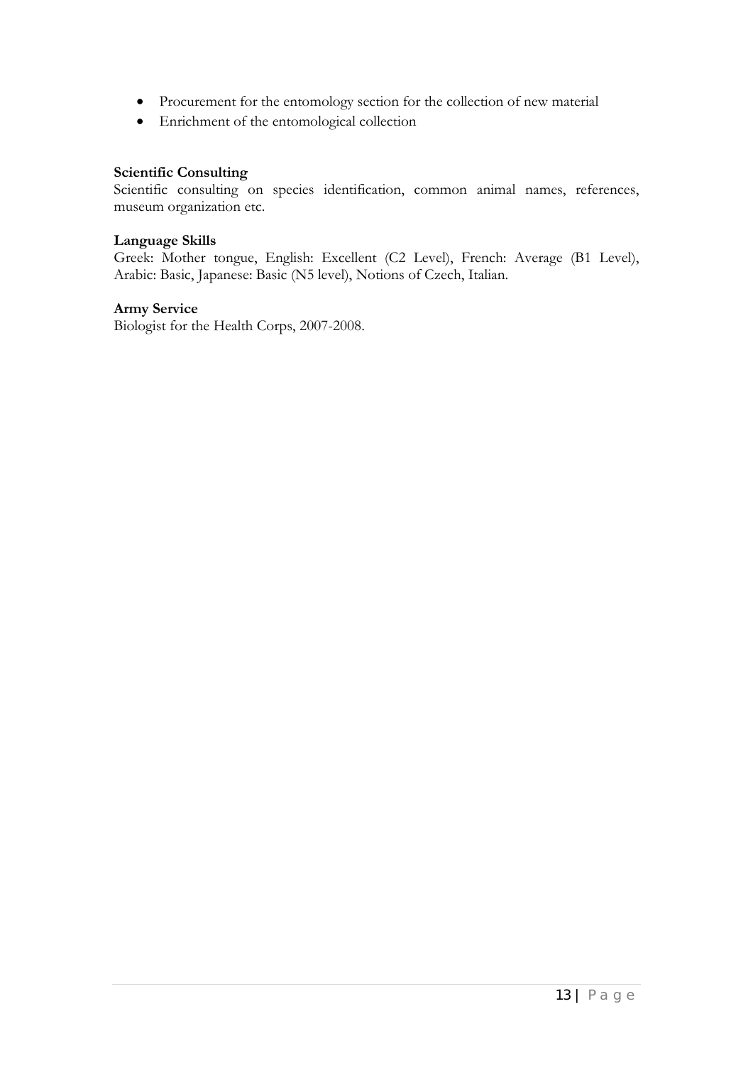- Procurement for the entomology section for the collection of new material
- Enrichment of the entomological collection

**Scientific Consulting**

Scientific consulting on species identification, common animal names, references, museum organization etc.

**Language Skills**

Greek: Mother tongue, English: Excellent (C2 Level), French: Average (B1 Level), Arabic: Basic, Japanese: Basic (N5 level), Notions of Czech, Italian.

**Army Service**

Biologist for the Health Corps, 2007-2008.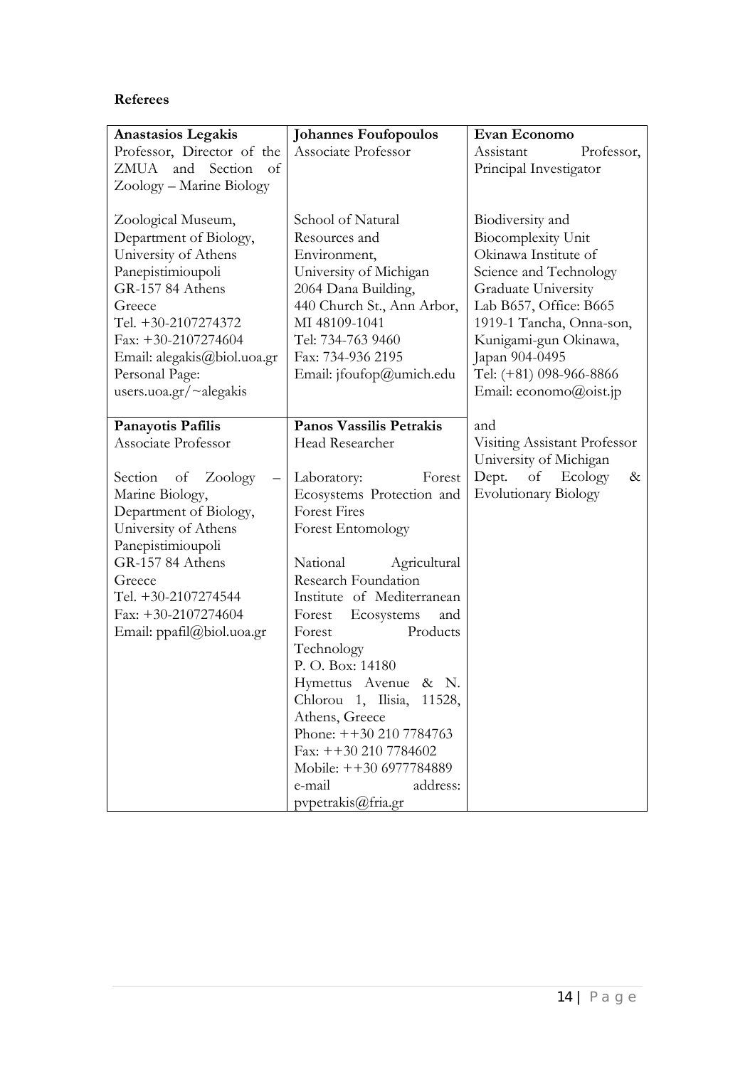**Referees**

| | | |
|---|---|---|
| **Anastasios Legakis**<br>Professor, Director of the ZMUA and Section of Zoology – Marine Biology<br><br>Zoological Museum,<br>Department of Biology,<br>University of Athens<br>Panepistimioupoli<br>GR-157 84 Athens<br>Greece<br>Tel. +30-2107274372<br>Fax: +30-2107274604<br>Email: alegakis@biol.uoa.gr<br>Personal Page:<br>users.uoa.gr/~alegakis | **Johannes Foufopoulos**<br>Associate Professor<br><br>School of Natural Resources and Environment,<br>University of Michigan<br>2064 Dana Building,<br>440 Church St., Ann Arbor, MI 48109-1041<br>Tel: 734-763 9460<br>Fax: 734-936 2195<br>Email: jfoufop@umich.edu | **Evan Economo**<br>Assistant Professor, Principal Investigator<br><br>Biodiversity and Biocomplexity Unit<br>Okinawa Institute of Science and Technology Graduate University<br>Lab B657, Office: B665<br>1919-1 Tancha, Onna-son, Kunigami-gun Okinawa, Japan 904-0495<br>Tel: (+81) 098-966-8866<br>Email: economo@oist.jp<br><br>and<br>Visiting Assistant Professor<br>University of Michigan<br>Dept. of Ecology & Evolutionary Biology |
| **Panayotis Pafilis**<br>Associate Professor<br><br>Section of Zoology – Marine Biology,<br>Department of Biology,<br>University of Athens<br>Panepistimioupoli<br>GR-157 84 Athens<br>Greece<br>Tel. +30-2107274544<br>Fax: +30-2107274604<br>Email: ppafil@biol.uoa.gr | **Panos Vassilis Petrakis**<br>Head Researcher<br><br>Laboratory: Forest Ecosystems Protection and Forest Fires<br>Forest Entomology<br><br>National Agricultural Research Foundation<br>Institute of Mediterranean Forest Ecosystems and Forest Products Technology<br>P. O. Box: 14180<br>Hymettus Avenue & N. Chlorou 1, Ilisia, 11528, Athens, Greece<br>Phone: ++30 210 7784763<br>Fax: ++30 210 7784602<br>Mobile: ++30 6977784889<br>e-mail address: pvpetrakis@fria.gr | |